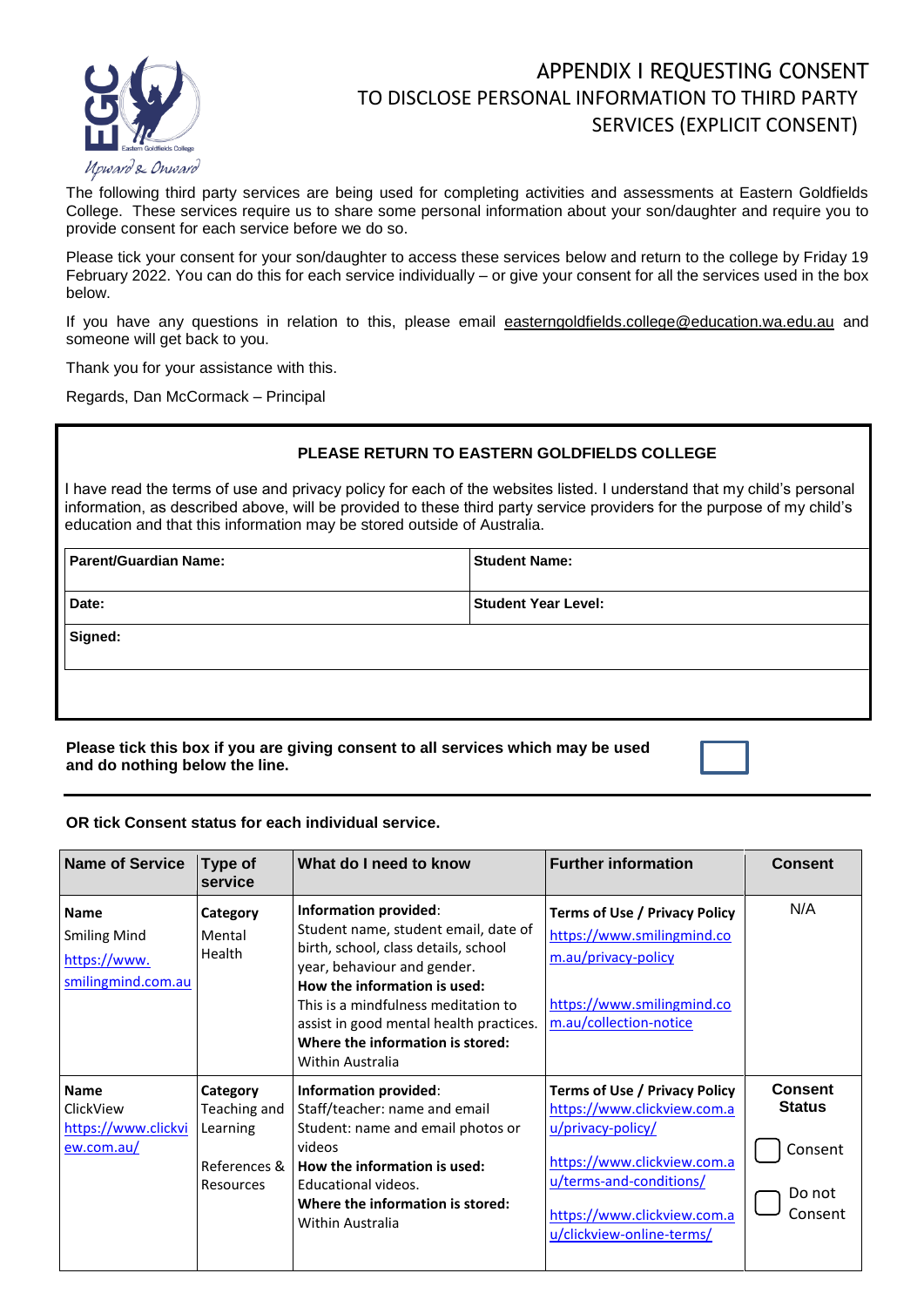# APPENDIX I REQUESTING CONSENT TO DISCLOSE PERSONAL INFORMATION TO THIRD PARTY SERVICES (EXPLICIT CONSENT)

The following third party services are being used for completing activities and assessments at Eastern Goldfields College. These services require us to share some personal information about your son/daughter and require you to provide consent for each service before we do so.

Please tick your consent for your son/daughter to access these services below and return to the college by Friday 19 February 2022. You can do this for each service individually – or give your consent for all the services used in the box below.

If you have any questions in relation to this, please email easterngoldfields.college@education.wa.edu.au and someone will get back to you.

Thank you for your assistance with this.

Regards, Dan McCormack – Principal

**PLEASE RETURN TO EASTERN GOLDFIELDS COLLEGE**

I have read the terms of use and privacy policy for each of the websites listed. I understand that my child's personal information, as described above, will be provided to these third party service providers for the purpose of my child's education and that this information may be stored outside of Australia.

| **Parent/Guardian Name:** | **Student Name:** |
|---|---|
| **Date:** | **Student Year Level:** |
| **Signed:** | |

**Please tick this box if you are giving consent to all services which may be used and do nothing below the line.** ☐

---

**OR tick Consent status for each individual service.**

| Name of Service | Type of service | What do I need to know | Further information | Consent |
|---|---|---|---|---|
| **Name** Smiling Mind https://www.smilingmind.com.au | **Category** Mental Health | **Information provided**: Student name, student email, date of birth, school, class details, school year, behaviour and gender. **How the information is used:** This is a mindfulness meditation to assist in good mental health practices. **Where the information is stored:** Within Australia | **Terms of Use / Privacy Policy** https://www.smilingmind.com.au/privacy-policy https://www.smilingmind.com.au/collection-notice | N/A |
| **Name** ClickView https://www.clickview.com.au/ | **Category** Teaching and Learning References & Resources | **Information provided**: Staff/teacher: name and email Student: name and email photos or videos **How the information is used:** Educational videos. **Where the information is stored:** Within Australia | **Terms of Use / Privacy Policy** https://www.clickview.com.au/privacy-policy/ https://www.clickview.com.au/terms-and-conditions/ https://www.clickview.com.au/clickview-online-terms/ | **Consent Status** ☐ Consent ☐ Do not Consent |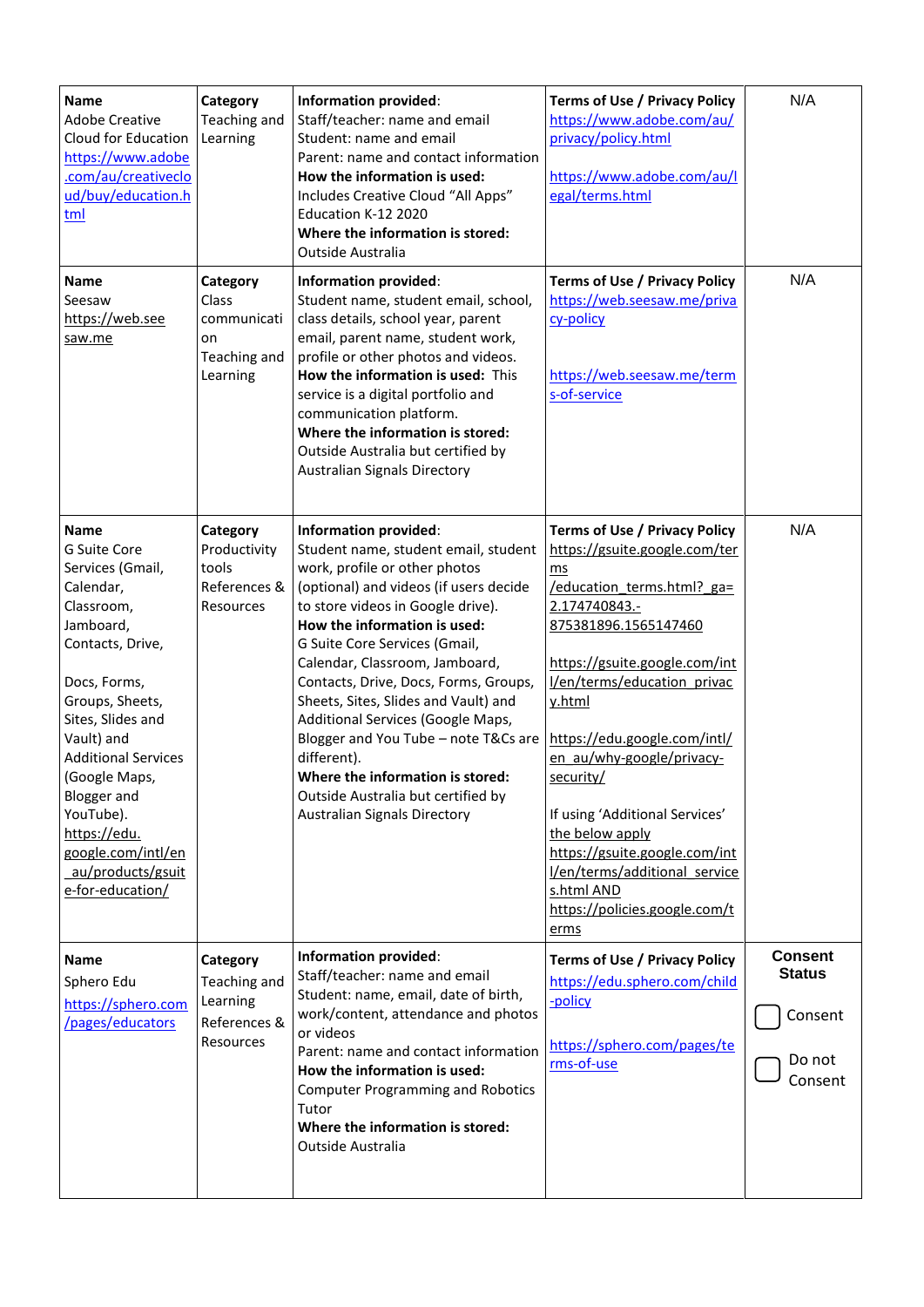| **Name** Adobe Creative Cloud for Education https://www.adobe.com/au/creativecloud/buy/education.html | **Category** Teaching and Learning | **Information provided**: Staff/teacher: name and email Student: name and email Parent: name and contact information **How the information is used:** Includes Creative Cloud "All Apps" Education K-12 2020 **Where the information is stored:** Outside Australia | **Terms of Use / Privacy Policy** https://www.adobe.com/au/privacy/policy.html https://www.adobe.com/au/legal/terms.html | N/A |
|---|---|---|---|---|
| **Name** Seesaw https://web.seesaw.me | **Category** Class communication Teaching and Learning | **Information provided**: Student name, student email, school, class details, school year, parent email, parent name, student work, profile or other photos and videos. **How the information is used:** This service is a digital portfolio and communication platform. **Where the information is stored:** Outside Australia but certified by Australian Signals Directory | **Terms of Use / Privacy Policy** https://web.seesaw.me/privacy-policy https://web.seesaw.me/terms-of-service | N/A |
| **Name** G Suite Core Services (Gmail, Calendar, Classroom, Jamboard, Contacts, Drive, Docs, Forms, Groups, Sheets, Sites, Slides and Vault) and Additional Services (Google Maps, Blogger and YouTube). https://edu.google.com/intl/en_au/products/gsuite-for-education/ | **Category** Productivity tools References & Resources | **Information provided**: Student name, student email, student work, profile or other photos (optional) and videos (if users decide to store videos in Google drive). **How the information is used:** G Suite Core Services (Gmail, Calendar, Classroom, Jamboard, Contacts, Drive, Docs, Forms, Groups, Sheets, Sites, Slides and Vault) and Additional Services (Google Maps, Blogger and You Tube – note T&Cs are different). **Where the information is stored:** Outside Australia but certified by Australian Signals Directory | **Terms of Use / Privacy Policy** https://gsuite.google.com/terms/education_terms.html?_ga=2.174740843.-875381896.1565147460 https://gsuite.google.com/intl/en/terms/education_privacy.html https://edu.google.com/intl/en_au/why-google/privacy-security/ If using 'Additional Services' the below apply https://gsuite.google.com/intl/en/terms/additional_services.html AND https://policies.google.com/terms | N/A |
| **Name** Sphero Edu https://sphero.com/pages/educators | **Category** Teaching and Learning References & Resources | **Information provided**: Staff/teacher: name and email Student: name, email, date of birth, work/content, attendance and photos or videos Parent: name and contact information **How the information is used:** Computer Programming and Robotics Tutor **Where the information is stored:** Outside Australia | **Terms of Use / Privacy Policy** https://edu.sphero.com/child-policy https://sphero.com/pages/terms-of-use | **Consent Status** ☐ Consent ☐ Do not Consent |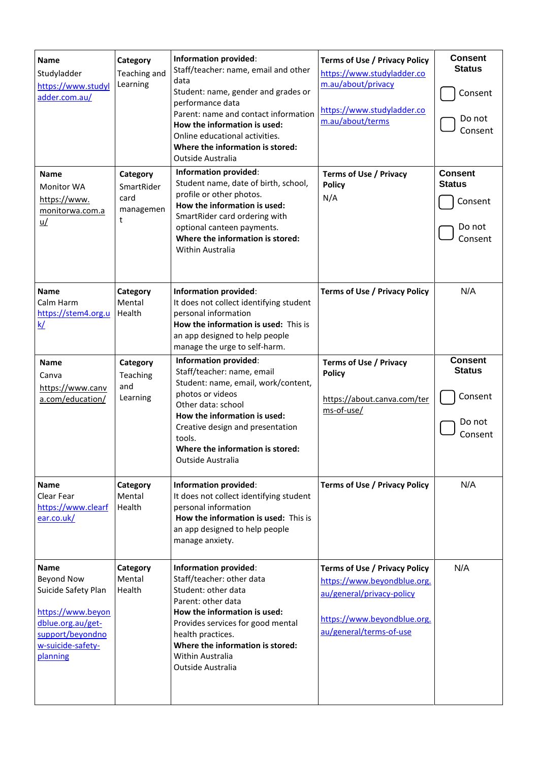| **Name** Studyladder https://www.studyladder.com.au/ | **Category** Teaching and Learning | **Information provided**: Staff/teacher: name, email and other data Student: name, gender and grades or performance data Parent: name and contact information **How the information is used:** Online educational activities. **Where the information is stored:** Outside Australia | **Terms of Use / Privacy Policy** https://www.studyladder.com.au/about/privacy https://www.studyladder.com.au/about/terms | **Consent Status** ☐ Consent ☐ Do not Consent |
|---|---|---|---|---|
| **Name** Monitor WA https://www.monitorwa.com.au/ | **Category** SmartRider card management | **Information provided**: Student name, date of birth, school, profile or other photos. **How the information is used:** SmartRider card ordering with optional canteen payments. **Where the information is stored:** Within Australia | **Terms of Use / Privacy Policy** N/A | **Consent Status** ☐ Consent ☐ Do not Consent |
| **Name** Calm Harm https://stem4.org.uk/ | **Category** Mental Health | **Information provided**: It does not collect identifying student personal information **How the information is used:** This is an app designed to help people manage the urge to self-harm. | **Terms of Use / Privacy Policy** | N/A |
| **Name** Canva https://www.canva.com/education/ | **Category** Teaching and Learning | **Information provided**: Staff/teacher: name, email Student: name, email, work/content, photos or videos Other data: school **How the information is used:** Creative design and presentation tools. **Where the information is stored:** Outside Australia | **Terms of Use / Privacy Policy** https://about.canva.com/terms-of-use/ | **Consent Status** ☐ Consent ☐ Do not Consent |
| **Name** Clear Fear https://www.clearfear.co.uk/ | **Category** Mental Health | **Information provided**: It does not collect identifying student personal information **How the information is used:** This is an app designed to help people manage anxiety. | **Terms of Use / Privacy Policy** | N/A |
| **Name** Beyond Now Suicide Safety Plan https://www.beyondblue.org.au/get-support/beyondnow-suicide-safety-planning | **Category** Mental Health | **Information provided**: Staff/teacher: other data Student: other data Parent: other data **How the information is used:** Provides services for good mental health practices. **Where the information is stored:** Within Australia Outside Australia | **Terms of Use / Privacy Policy** https://www.beyondblue.org.au/general/privacy-policy https://www.beyondblue.org.au/general/terms-of-use | N/A |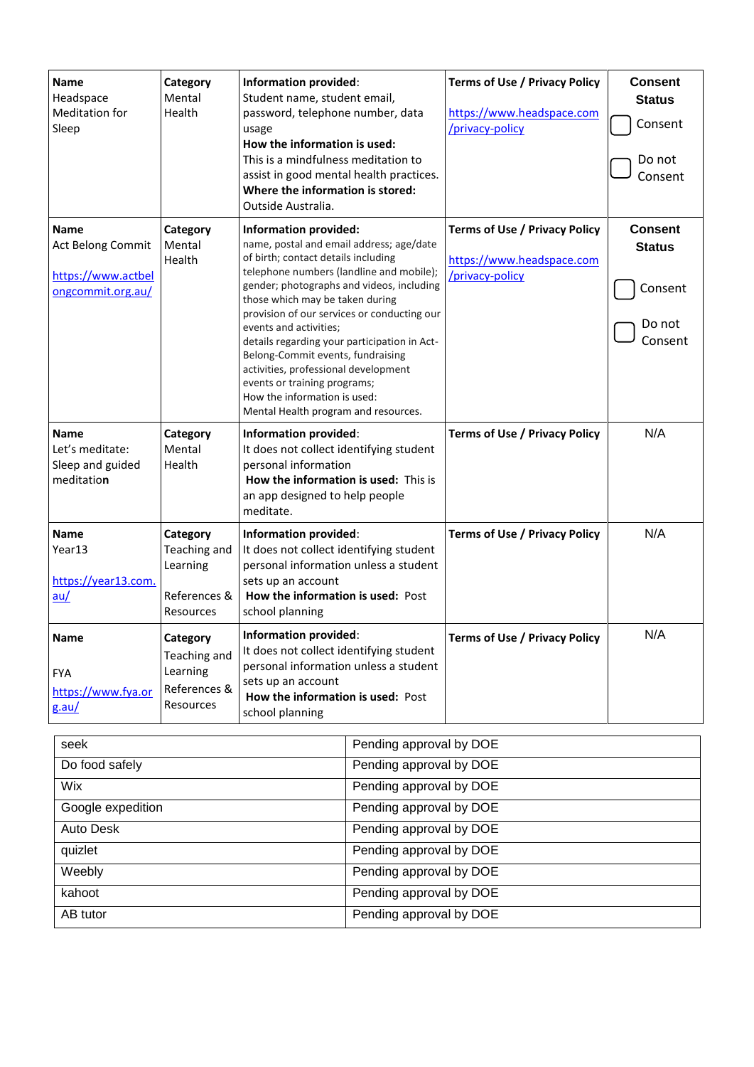| | | | | |
|---|---|---|---|---|
| **Name** Headspace Meditation for Sleep | **Category** Mental Health | **Information provided**: Student name, student email, password, telephone number, data usage **How the information is used:** This is a mindfulness meditation to assist in good mental health practices. **Where the information is stored:** Outside Australia. | **Terms of Use / Privacy Policy** https://www.headspace.com/privacy-policy | **Consent Status** ☐ Consent ☐ Do not Consent |
| **Name** Act Belong Commit https://www.actbelongcommit.org.au/ | **Category** Mental Health | **Information provided:** name, postal and email address; age/date of birth; contact details including telephone numbers (landline and mobile); gender; photographs and videos, including those which may be taken during provision of our services or conducting our events and activities; details regarding your participation in Act-Belong-Commit events, fundraising activities, professional development events or training programs; How the information is used: Mental Health program and resources. | **Terms of Use / Privacy Policy** https://www.headspace.com/privacy-policy | **Consent Status** ☐ Consent ☐ Do not Consent |
| **Name** Let's meditate: Sleep and guided meditatio**n** | **Category** Mental Health | **Information provided**: It does not collect identifying student personal information **How the information is used:** This is an app designed to help people meditate. | **Terms of Use / Privacy Policy** | N/A |
| **Name** Year13 https://year13.com.au/ | **Category** Teaching and Learning References & Resources | **Information provided**: It does not collect identifying student personal information unless a student sets up an account **How the information is used:** Post school planning | **Terms of Use / Privacy Policy** | N/A |
| **Name** FYA https://www.fya.org.au/ | **Category** Teaching and Learning References & Resources | **Information provided**: It does not collect identifying student personal information unless a student sets up an account **How the information is used:** Post school planning | **Terms of Use / Privacy Policy** | N/A |

| | |
|---|---|
| seek | Pending approval by DOE |
| Do food safely | Pending approval by DOE |
| Wix | Pending approval by DOE |
| Google expedition | Pending approval by DOE |
| Auto Desk | Pending approval by DOE |
| quizlet | Pending approval by DOE |
| Weebly | Pending approval by DOE |
| kahoot | Pending approval by DOE |
| AB tutor | Pending approval by DOE |